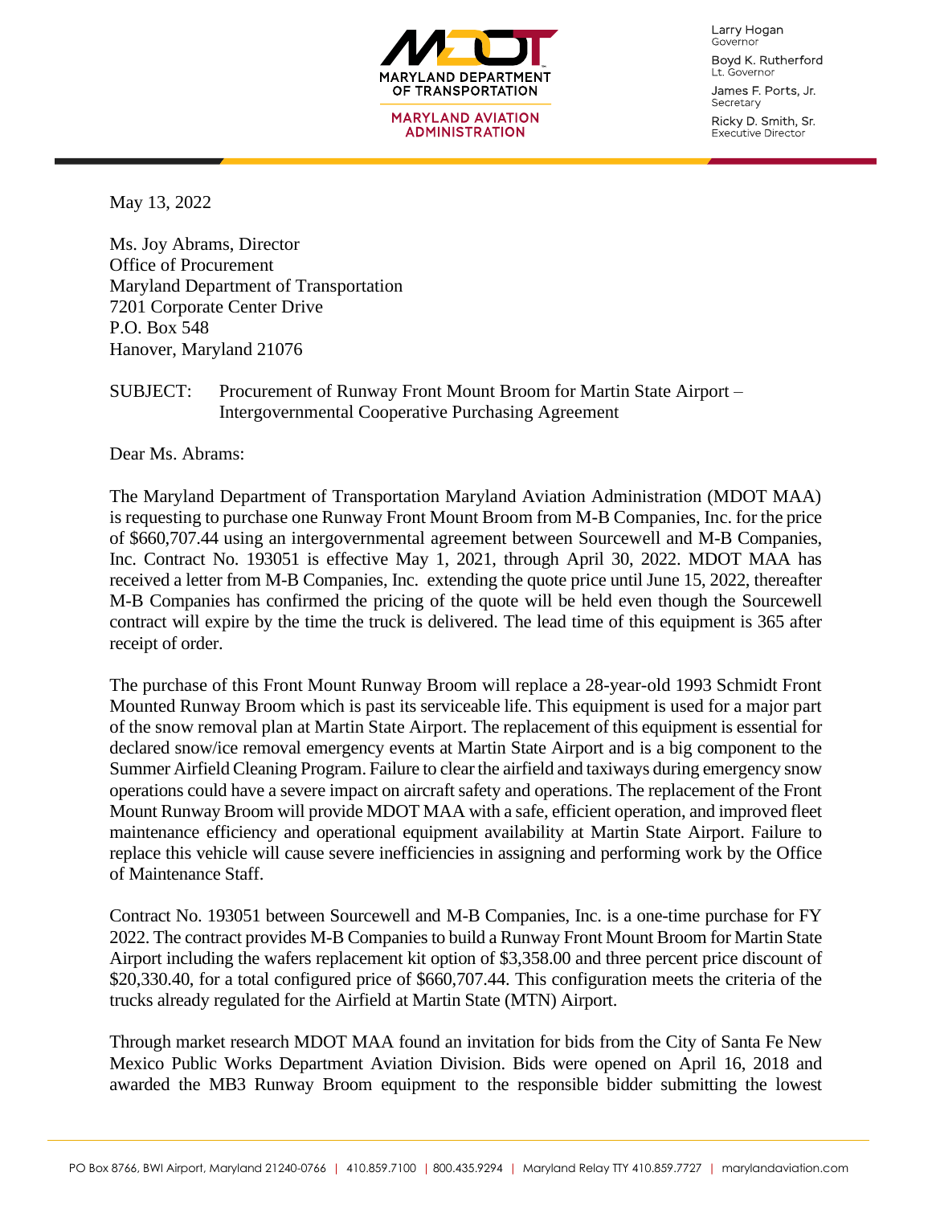MARYLAND DEPARTMENT OF TRANSPORTATION
MARYLAND AVIATION ADMINISTRATION

Larry Hogan
Governor

Boyd K. Rutherford
Lt. Governor

James F. Ports, Jr.
Secretary

Ricky D. Smith, Sr.
Executive Director

May 13, 2022

Ms. Joy Abrams, Director
Office of Procurement
Maryland Department of Transportation
7201 Corporate Center Drive
P.O. Box 548
Hanover, Maryland 21076

SUBJECT: Procurement of Runway Front Mount Broom for Martin State Airport – Intergovernmental Cooperative Purchasing Agreement

Dear Ms. Abrams:

The Maryland Department of Transportation Maryland Aviation Administration (MDOT MAA) is requesting to purchase one Runway Front Mount Broom from M-B Companies, Inc. for the price of $660,707.44 using an intergovernmental agreement between Sourcewell and M-B Companies, Inc. Contract No. 193051 is effective May 1, 2021, through April 30, 2022. MDOT MAA has received a letter from M-B Companies, Inc. extending the quote price until June 15, 2022, thereafter M-B Companies has confirmed the pricing of the quote will be held even though the Sourcewell contract will expire by the time the truck is delivered. The lead time of this equipment is 365 after receipt of order.

The purchase of this Front Mount Runway Broom will replace a 28-year-old 1993 Schmidt Front Mounted Runway Broom which is past its serviceable life. This equipment is used for a major part of the snow removal plan at Martin State Airport. The replacement of this equipment is essential for declared snow/ice removal emergency events at Martin State Airport and is a big component to the Summer Airfield Cleaning Program. Failure to clear the airfield and taxiways during emergency snow operations could have a severe impact on aircraft safety and operations. The replacement of the Front Mount Runway Broom will provide MDOT MAA with a safe, efficient operation, and improved fleet maintenance efficiency and operational equipment availability at Martin State Airport. Failure to replace this vehicle will cause severe inefficiencies in assigning and performing work by the Office of Maintenance Staff.

Contract No. 193051 between Sourcewell and M-B Companies, Inc. is a one-time purchase for FY 2022. The contract provides M-B Companies to build a Runway Front Mount Broom for Martin State Airport including the wafers replacement kit option of $3,358.00 and three percent price discount of $20,330.40, for a total configured price of $660,707.44. This configuration meets the criteria of the trucks already regulated for the Airfield at Martin State (MTN) Airport.

Through market research MDOT MAA found an invitation for bids from the City of Santa Fe New Mexico Public Works Department Aviation Division. Bids were opened on April 16, 2018 and awarded the MB3 Runway Broom equipment to the responsible bidder submitting the lowest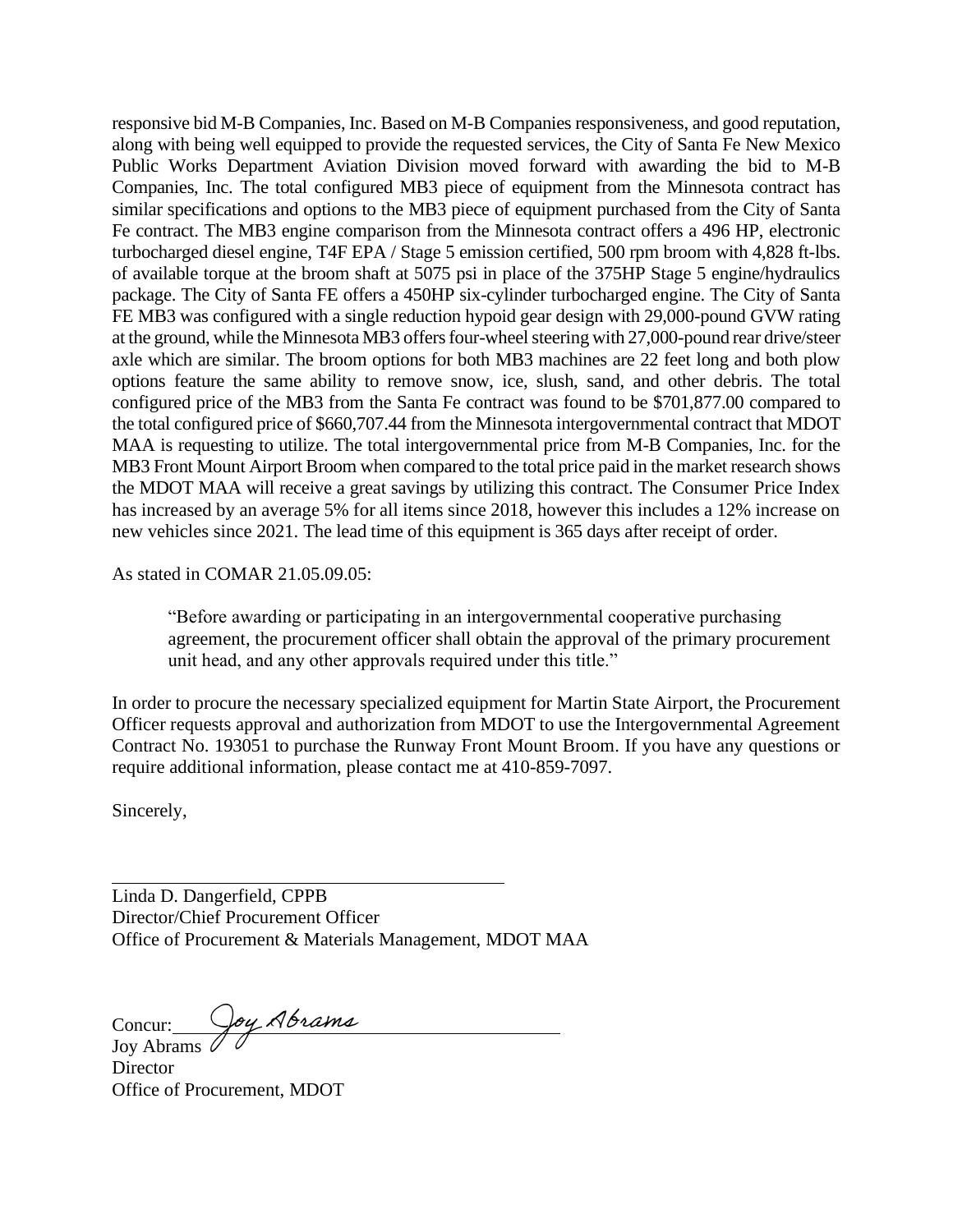responsive bid M-B Companies, Inc. Based on M-B Companies responsiveness, and good reputation, along with being well equipped to provide the requested services, the City of Santa Fe New Mexico Public Works Department Aviation Division moved forward with awarding the bid to M-B Companies, Inc. The total configured MB3 piece of equipment from the Minnesota contract has similar specifications and options to the MB3 piece of equipment purchased from the City of Santa Fe contract. The MB3 engine comparison from the Minnesota contract offers a 496 HP, electronic turbocharged diesel engine, T4F EPA / Stage 5 emission certified, 500 rpm broom with 4,828 ft-lbs. of available torque at the broom shaft at 5075 psi in place of the 375HP Stage 5 engine/hydraulics package. The City of Santa FE offers a 450HP six-cylinder turbocharged engine. The City of Santa FE MB3 was configured with a single reduction hypoid gear design with 29,000-pound GVW rating at the ground, while the Minnesota MB3 offers four-wheel steering with 27,000-pound rear drive/steer axle which are similar. The broom options for both MB3 machines are 22 feet long and both plow options feature the same ability to remove snow, ice, slush, sand, and other debris. The total configured price of the MB3 from the Santa Fe contract was found to be $701,877.00 compared to the total configured price of $660,707.44 from the Minnesota intergovernmental contract that MDOT MAA is requesting to utilize. The total intergovernmental price from M-B Companies, Inc. for the MB3 Front Mount Airport Broom when compared to the total price paid in the market research shows the MDOT MAA will receive a great savings by utilizing this contract. The Consumer Price Index has increased by an average 5% for all items since 2018, however this includes a 12% increase on new vehicles since 2021. The lead time of this equipment is 365 days after receipt of order.

As stated in COMAR 21.05.09.05:

> "Before awarding or participating in an intergovernmental cooperative purchasing agreement, the procurement officer shall obtain the approval of the primary procurement unit head, and any other approvals required under this title."

In order to procure the necessary specialized equipment for Martin State Airport, the Procurement Officer requests approval and authorization from MDOT to use the Intergovernmental Agreement Contract No. 193051 to purchase the Runway Front Mount Broom. If you have any questions or require additional information, please contact me at 410-859-7097.

Sincerely,

\_\_\_\_\_\_\_\_\_\_\_\_\_\_\_\_\_\_\_\_\_\_\_\_\_\_\_\_\_\_\_\_\_\_\_\_\_\_\_\_

Linda D. Dangerfield, CPPB
Director/Chief Procurement Officer
Office of Procurement & Materials Management, MDOT MAA

Concur: *Joy Abrams*

Joy Abrams
Director
Office of Procurement, MDOT